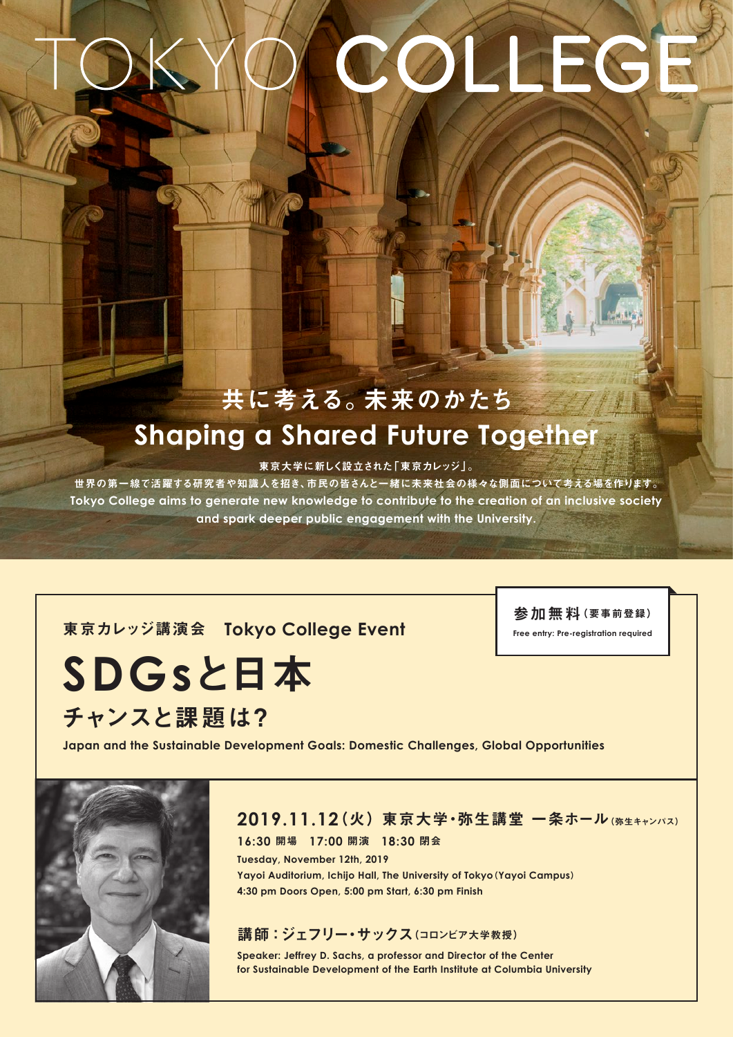# TOKYO COLLEGE

## 共に考える。未来のかたち
## Shaping a Shared Future Together

東京大学に新しく設立された「東京カレッジ」。
世界の第一線で活躍する研究者や知識人を招き、市民の皆さんと一緒に未来社会の様々な側面について考える場を作ります。
Tokyo College aims to generate new knowledge to contribute to the creation of an inclusive society and spark deeper public engagement with the University.

**参加無料（要事前登録）**
Free entry: Pre-registration required

東京カレッジ講演会　Tokyo College Event

# SDGsと日本
## チャンスと課題は?

**Japan and the Sustainable Development Goals: Domestic Challenges, Global Opportunities**

**2019.11.12（火） 東京大学・弥生講堂 一条ホール（弥生キャンパス）**

**16:30 開場　17:00 開演　18:30 閉会**

Tuesday, November 12th, 2019
Yayoi Auditorium, Ichijo Hall, The University of Tokyo (Yayoi Campus)
4:30 pm Doors Open, 5:00 pm Start, 6:30 pm Finish

**講師：ジェフリー・サックス（コロンビア大学教授）**

Speaker: Jeffrey D. Sachs, a professor and Director of the Center for Sustainable Development of the Earth Institute at Columbia University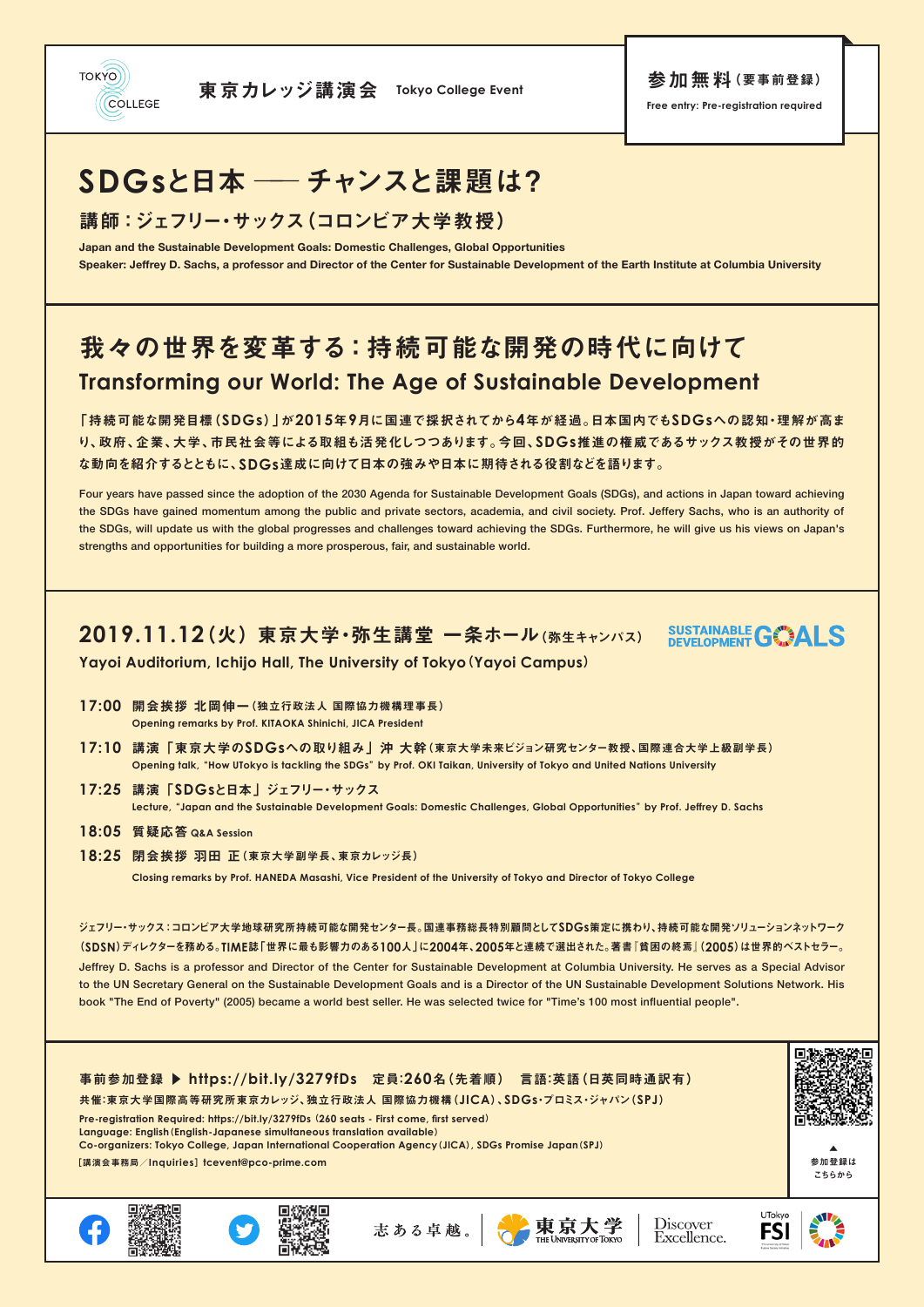TOKYO COLLEGE

**東京カレッジ講演会** Tokyo College Event

**参加無料（要事前登録）**
Free entry: Pre-registration required

# SDGsと日本 ── チャンスと課題は?

## 講師：ジェフリー・サックス（コロンビア大学教授）

**Japan and the Sustainable Development Goals: Domestic Challenges, Global Opportunities**
**Speaker: Jeffrey D. Sachs, a professor and Director of the Center for Sustainable Development of the Earth Institute at Columbia University**

# 我々の世界を変革する：持続可能な開発の時代に向けて

## Transforming our World: The Age of Sustainable Development

「持続可能な開発目標（SDGs）」が2015年9月に国連で採択されてから4年が経過。日本国内でもSDGsへの認知・理解が高まり、政府、企業、大学、市民社会等による取組も活発化しつつあります。今回、SDGs推進の権威であるサックス教授がその世界的な動向を紹介するとともに、SDGs達成に向けて日本の強みや日本に期待される役割などを語ります。

Four years have passed since the adoption of the 2030 Agenda for Sustainable Development Goals (SDGs), and actions in Japan toward achieving the SDGs have gained momentum among the public and private sectors, academia, and civil society. Prof. Jeffery Sachs, who is an authority of the SDGs, will update us with the global progresses and challenges toward achieving the SDGs. Furthermore, he will give us his views on Japan's strengths and opportunities for building a more prosperous, fair, and sustainable world.

## 2019.11.12（火） 東京大学・弥生講堂 一条ホール（弥生キャンパス）

SUSTAINABLE DEVELOPMENT GOALS

**Yayoi Auditorium, Ichijo Hall, The University of Tokyo (Yayoi Campus)**

- **17:00** 開会挨拶 北岡伸一（独立行政法人 国際協力機構理事長）
  Opening remarks by Prof. KITAOKA Shinichi, JICA President
- **17:10** 講演「東京大学のSDGsへの取り組み」 沖 大幹（東京大学未来ビジョン研究センター教授、国際連合大学上級副学長）
  Opening talk, "How UTokyo is tackling the SDGs" by Prof. OKI Taikan, University of Tokyo and United Nations University
- **17:25** 講演「SDGsと日本」 ジェフリー・サックス
  Lecture, "Japan and the Sustainable Development Goals: Domestic Challenges, Global Opportunities" by Prof. Jeffrey D. Sachs
- **18:05** 質疑応答 Q&A Session
- **18:25** 閉会挨拶 羽田 正（東京大学副学長、東京カレッジ長）
  Closing remarks by Prof. HANEDA Masashi, Vice President of the University of Tokyo and Director of Tokyo College

ジェフリー・サックス：コロンビア大学地球研究所持続可能な開発センター長。国連事務総長特別顧問としてSDGs策定に携わり、持続可能な開発ソリューションネットワーク（SDSN）ディレクターを務める。TIME誌「世界に最も影響力のある100人」に2004年、2005年と連続で選出された。著書「貧困の終焉」（2005）は世界的ベストセラー。

Jeffrey D. Sachs is a professor and Director of the Center for Sustainable Development at Columbia University. He serves as a Special Advisor to the UN Secretary General on the Sustainable Development Goals and is a Director of the UN Sustainable Development Solutions Network. His book "The End of Poverty" (2005) became a world best seller. He was selected twice for "Time's 100 most influential people".

**事前参加登録 ▶ https://bit.ly/3279fDs 定員：260名（先着順） 言語：英語（日英同時通訳有）**

共催：東京大学国際高等研究所東京カレッジ、独立行政法人 国際協力機構（JICA）、SDGs・プロミス・ジャパン（SPJ）

Pre-registration Required: https://bit.ly/3279fDs (260 seats - First come, first served)
Language: English (English-Japanese simultaneous translation available)
Co-organizers: Tokyo College, Japan International Cooperation Agency (JICA), SDGs Promise Japan (SPJ)
[講演会事務局／Inquiries] tcevent@pco-prime.com

▲ 参加登録はこちらから

志ある卓越。 東京大学 THE UNIVERSITY OF TOKYO Discover Excellence. UTokyo FSI